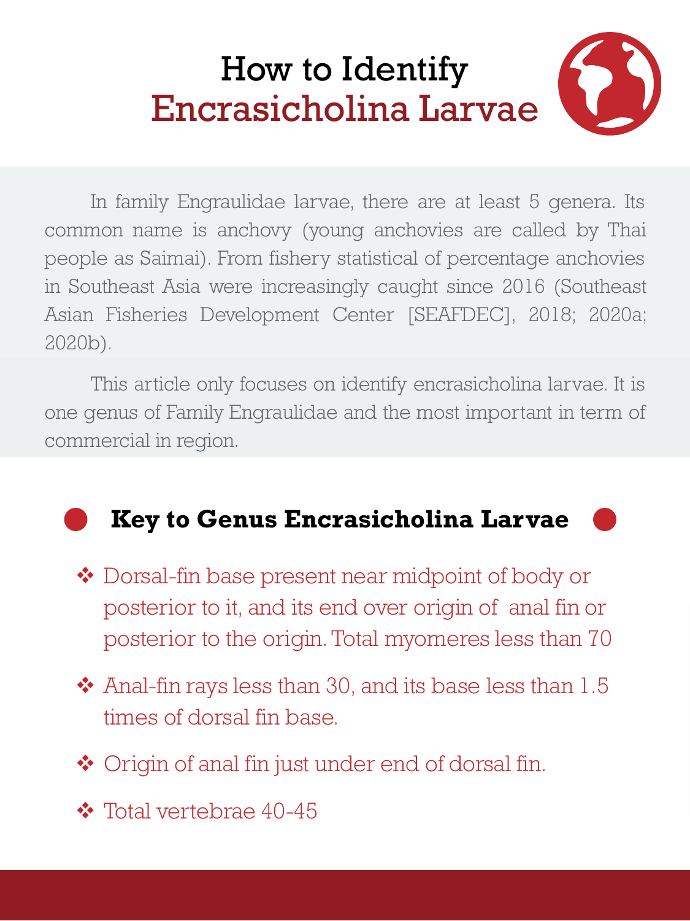# How to Identify
# Encrasicholina Larvae

In family Engraulidae larvae, there are at least 5 genera. Its common name is anchovy (young anchovies are called by Thai people as Saimai). From fishery statistical of percentage anchovies in Southeast Asia were increasingly caught since 2016 (Southeast Asian Fisheries Development Center [SEAFDEC], 2018; 2020a; 2020b).

This article only focuses on identify encrasicholina larvae. It is one genus of Family Engraulidae and the most important in term of commercial in region.

## Key to Genus Encrasicholina Larvae

- Dorsal-fin base present near midpoint of body or posterior to it, and its end over origin of anal fin or posterior to the origin. Total myomeres less than 70
- Anal-fin rays less than 30, and its base less than 1.5 times of dorsal fin base.
- Origin of anal fin just under end of dorsal fin.
- Total vertebrae 40-45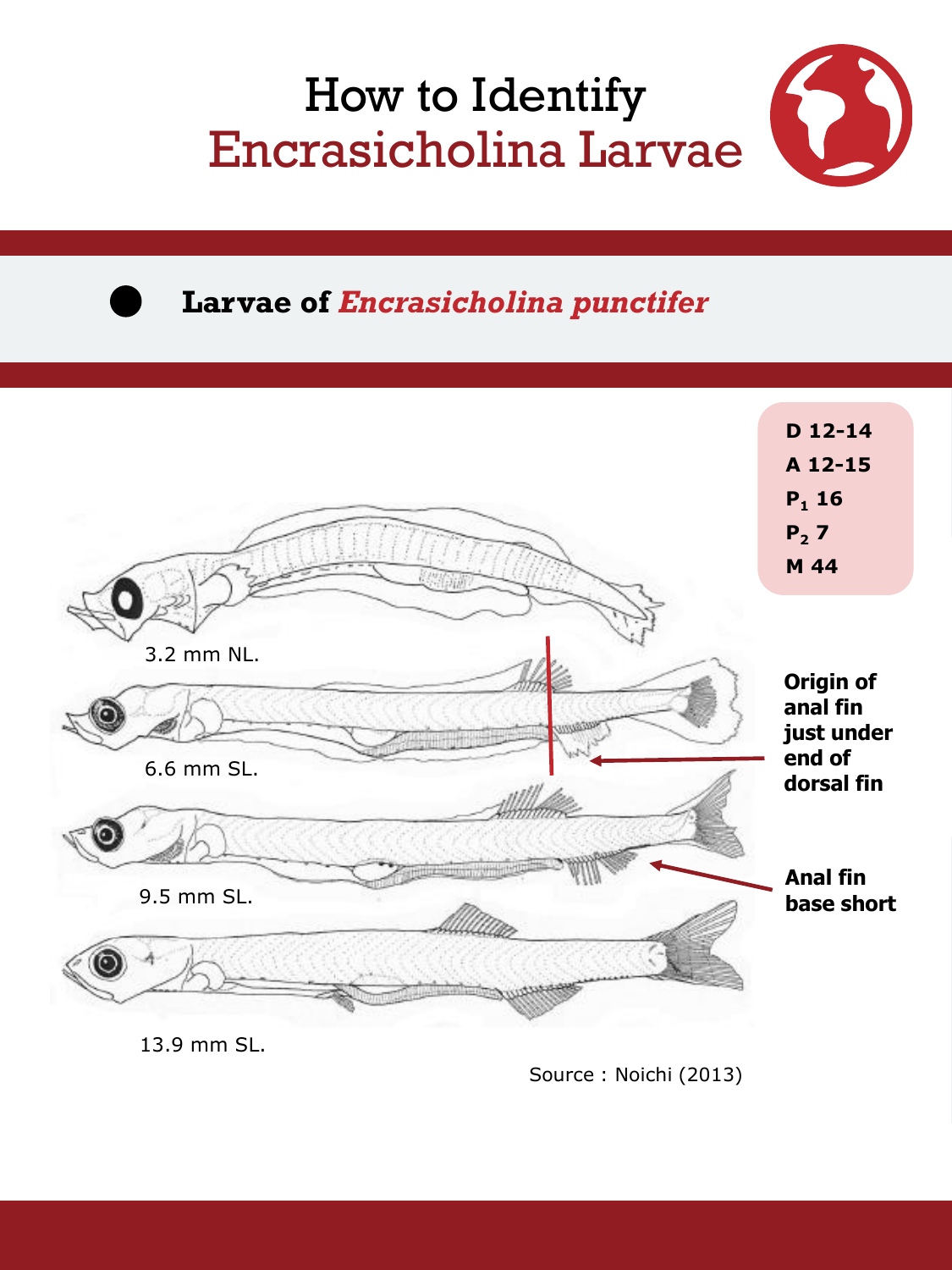# How to Identify Encrasicholina Larvae

## Larvae of *Encrasicholina punctifer*

**D 12-14**
**A 12-15**
**$P_1$ 16**
**$P_2$ 7**
**M 44**

3.2 mm NL.

6.6 mm SL.

9.5 mm SL.

13.9 mm SL.

**Origin of anal fin just under end of dorsal fin**

**Anal fin base short**

Source : Noichi (2013)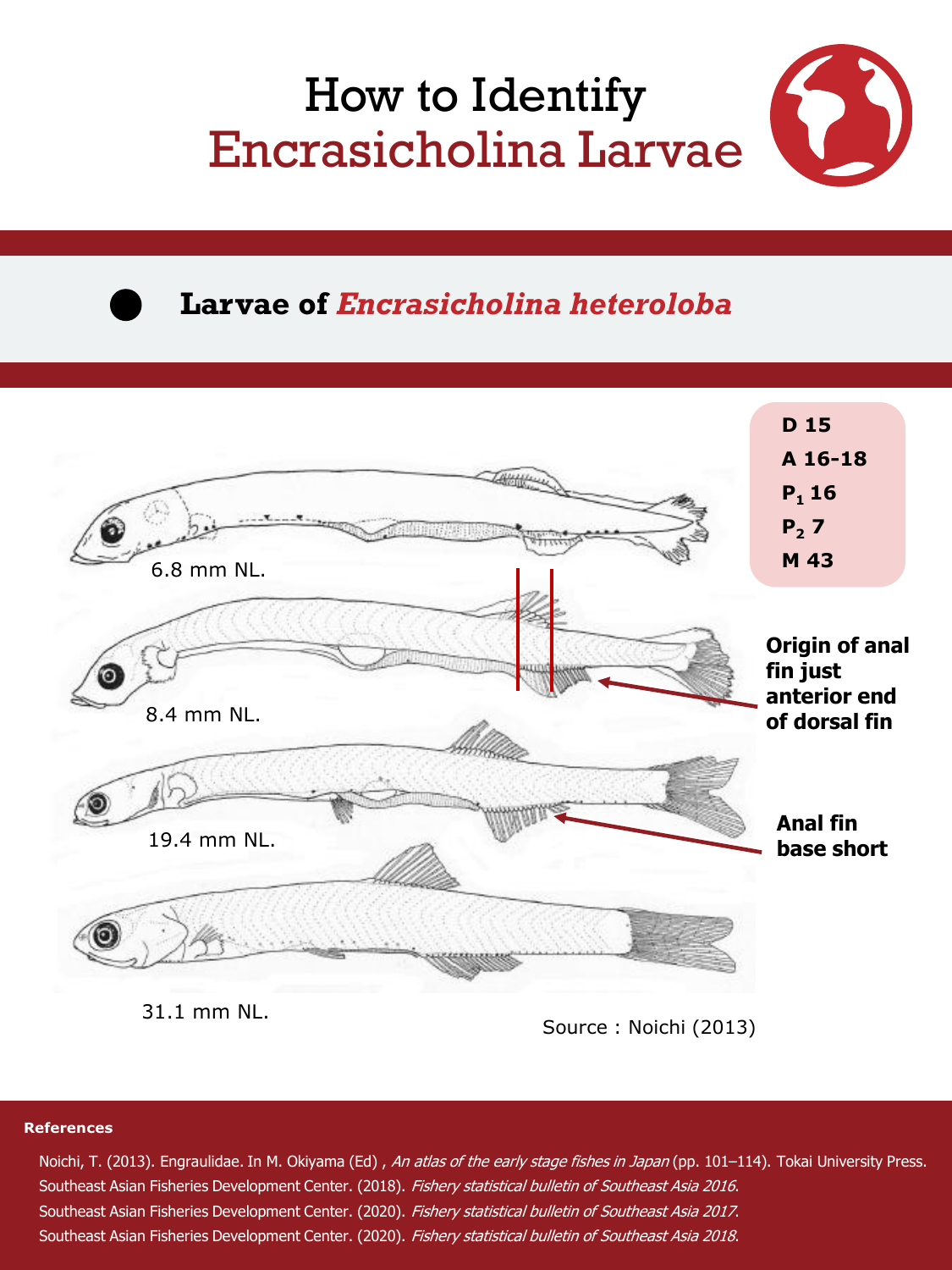# How to Identify Encrasicholina Larvae

## Larvae of *Encrasicholina heteroloba*

**D 15**
**A 16-18**
**$P_1$ 16**
**$P_2$ 7**
**M 43**

6.8 mm NL.

8.4 mm NL.

**Origin of anal fin just anterior end of dorsal fin**

19.4 mm NL.

**Anal fin base short**

31.1 mm NL.

Source : Noichi (2013)

**References**

Noichi, T. (2013). Engraulidae. In M. Okiyama (Ed) , *An atlas of the early stage fishes in Japan* (pp. 101–114). Tokai University Press.

Southeast Asian Fisheries Development Center. (2018). *Fishery statistical bulletin of Southeast Asia 2016*.

Southeast Asian Fisheries Development Center. (2020). *Fishery statistical bulletin of Southeast Asia 2017*.

Southeast Asian Fisheries Development Center. (2020). *Fishery statistical bulletin of Southeast Asia 2018*.